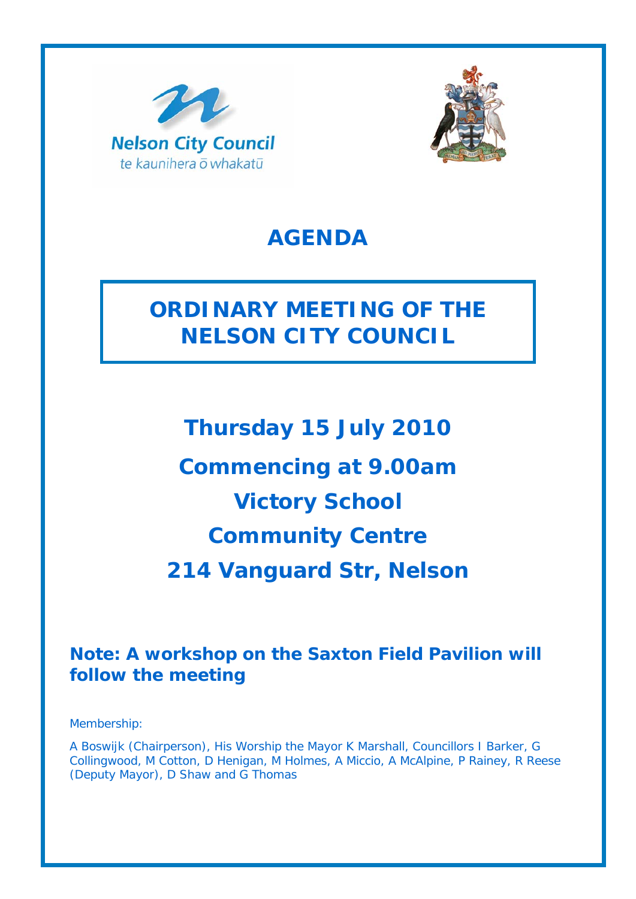Nelson City Council
te kaunihera ō whakatū

# AGENDA

## ORDINARY MEETING OF THE NELSON CITY COUNCIL

**Thursday 15 July 2010**

**Commencing at 9.00am**

**Victory School**

**Community Centre**

**214 Vanguard Str, Nelson**

**Note: A workshop on the Saxton Field Pavilion will follow the meeting**

Membership:

A Boswijk (Chairperson), His Worship the Mayor K Marshall, Councillors I Barker, G Collingwood, M Cotton, D Henigan, M Holmes, A Miccio, A McAlpine, P Rainey, R Reese (Deputy Mayor), D Shaw and G Thomas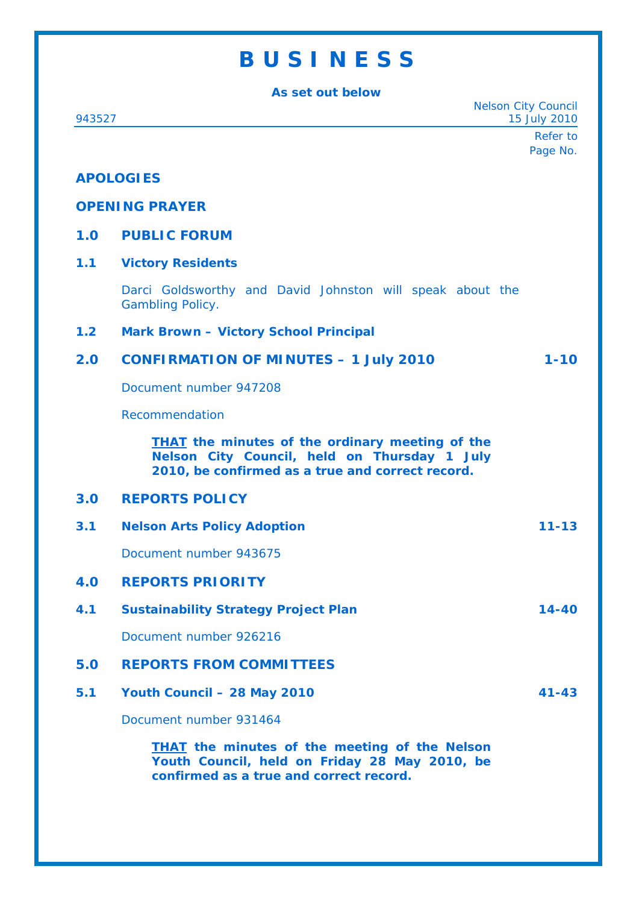# B U S I N E S S

**As set out below**

Nelson City Council
15 July 2010

943527

Refer to Page No.

**APOLOGIES**

**OPENING PRAYER**

## 1.0 PUBLIC FORUM

### 1.1 Victory Residents

Darci Goldsworthy and David Johnston will speak about the Gambling Policy.

### 1.2 Mark Brown – Victory School Principal

## 2.0 CONFIRMATION OF MINUTES – 1 July 2010 — 1-10

Document number 947208

Recommendation

> **<u>THAT</u> the minutes of the ordinary meeting of the Nelson City Council, held on Thursday 1 July 2010, be confirmed as a true and correct record.**

## 3.0 REPORTS POLICY

### 3.1 Nelson Arts Policy Adoption — 11-13

Document number 943675

## 4.0 REPORTS PRIORITY

### 4.1 Sustainability Strategy Project Plan — 14-40

Document number 926216

## 5.0 REPORTS FROM COMMITTEES

### 5.1 Youth Council – 28 May 2010 — 41-43

Document number 931464

> **<u>THAT</u> the minutes of the meeting of the Nelson Youth Council, held on Friday 28 May 2010, be confirmed as a true and correct record.**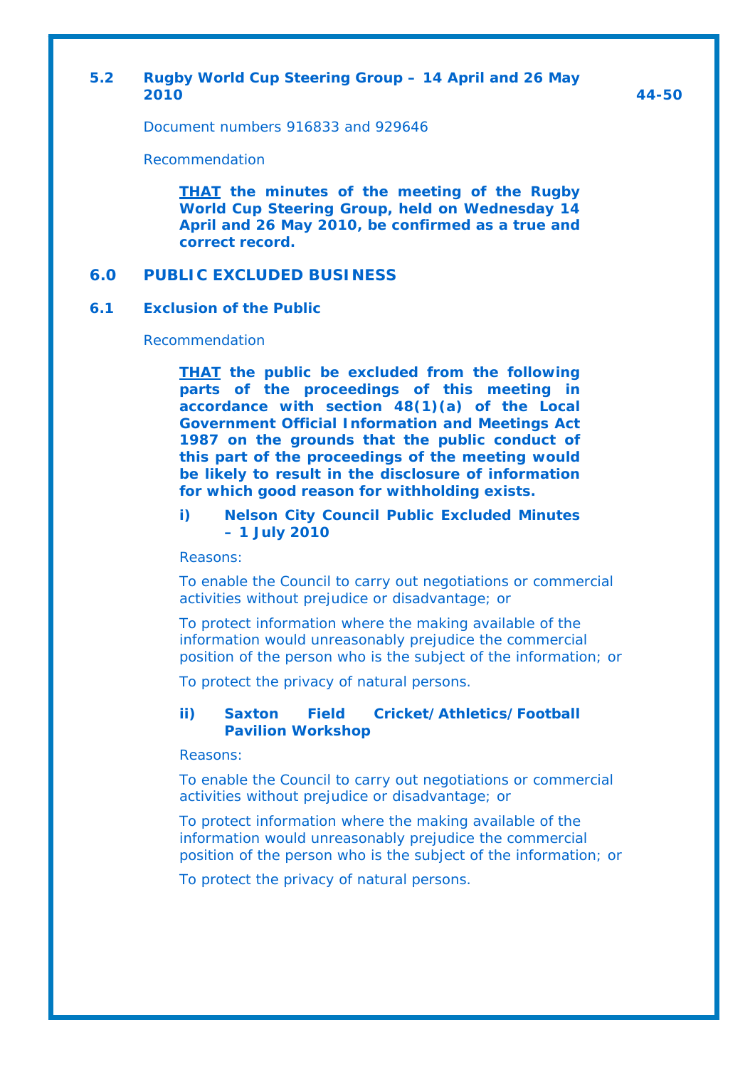## 5.2 Rugby World Cup Steering Group – 14 April and 26 May 2010 — 44-50

Document numbers 916833 and 929646

Recommendation

***THAT*** **the minutes of the meeting of the Rugby World Cup Steering Group, held on Wednesday 14 April and 26 May 2010, be confirmed as a true and correct record.**

## 6.0 PUBLIC EXCLUDED BUSINESS

### 6.1 Exclusion of the Public

Recommendation

***THAT*** **the public be excluded from the following parts of the proceedings of this meeting in accordance with section 48(1)(a) of the Local Government Official Information and Meetings Act 1987 on the grounds that the public conduct of this part of the proceedings of the meeting would be likely to result in the disclosure of information for which good reason for withholding exists.**

**i) Nelson City Council Public Excluded Minutes – 1 July 2010**

Reasons:

To enable the Council to carry out negotiations or commercial activities without prejudice or disadvantage; or

To protect information where the making available of the information would unreasonably prejudice the commercial position of the person who is the subject of the information; or

To protect the privacy of natural persons.

**ii) Saxton Field Cricket/Athletics/Football Pavilion Workshop**

Reasons:

To enable the Council to carry out negotiations or commercial activities without prejudice or disadvantage; or

To protect information where the making available of the information would unreasonably prejudice the commercial position of the person who is the subject of the information; or

To protect the privacy of natural persons.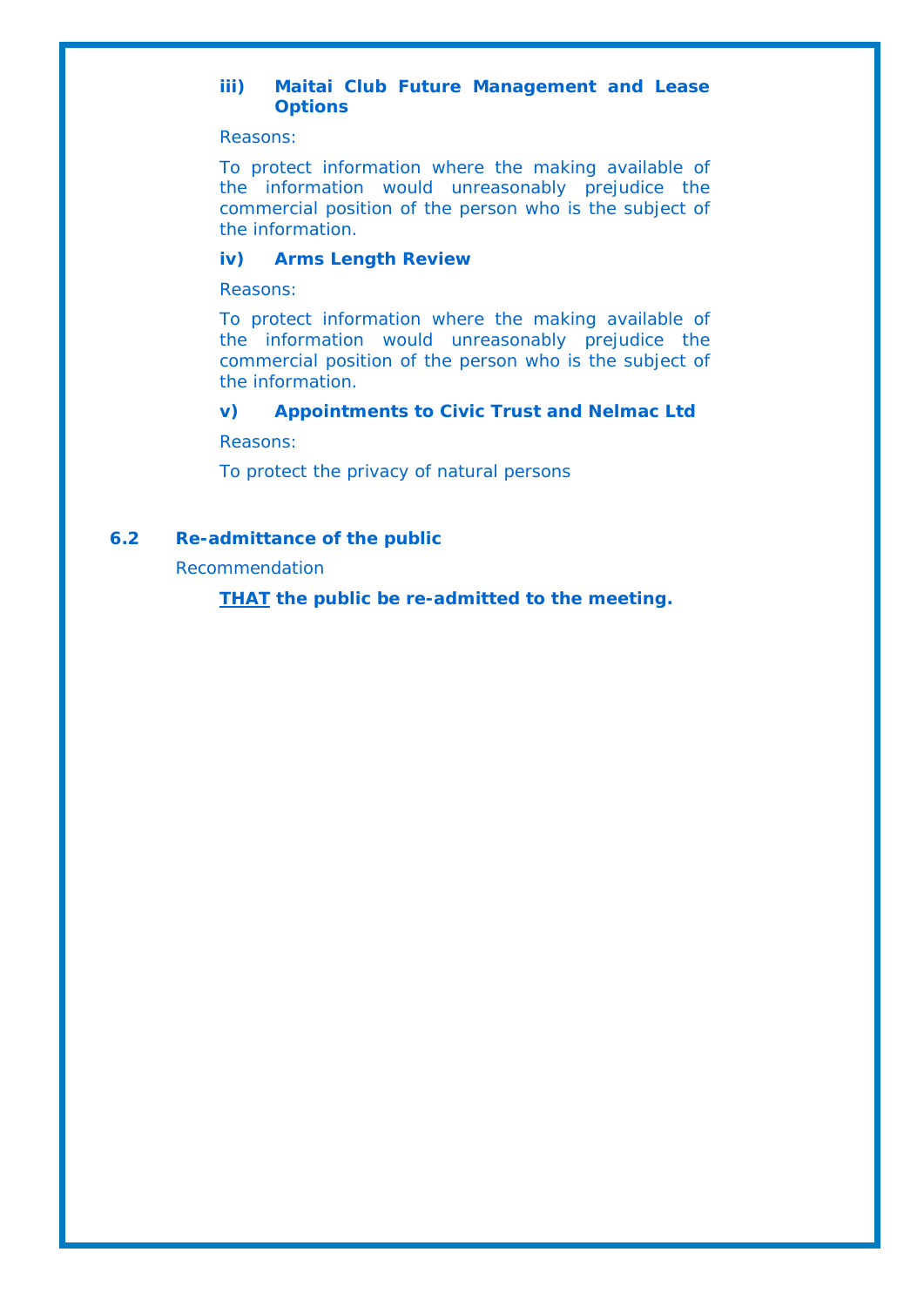**iii) Maitai Club Future Management and Lease Options**

Reasons:

To protect information where the making available of the information would unreasonably prejudice the commercial position of the person who is the subject of the information.

**iv) Arms Length Review**

Reasons:

To protect information where the making available of the information would unreasonably prejudice the commercial position of the person who is the subject of the information.

**v) Appointments to Civic Trust and Nelmac Ltd**

Reasons:

To protect the privacy of natural persons

### 6.2 Re-admittance of the public

Recommendation

**THAT the public be re-admitted to the meeting.**